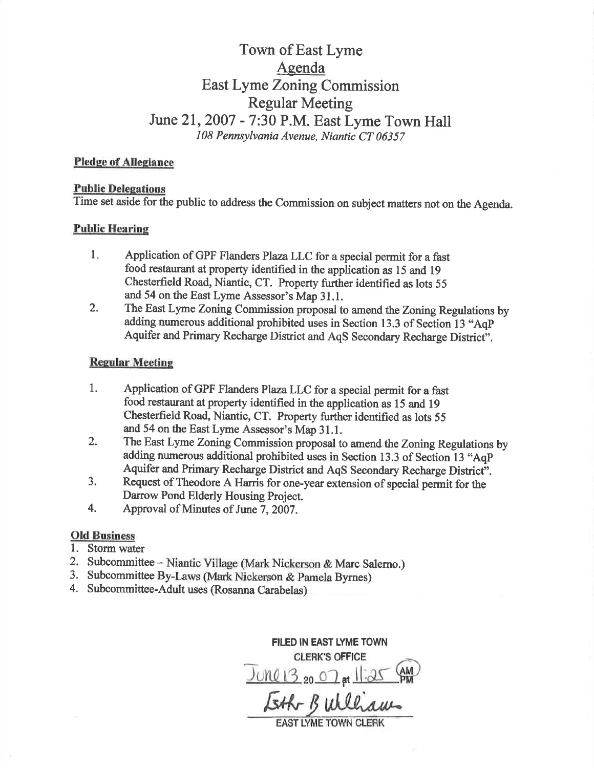# Town of East Lyme

## Agenda

## East Lyme Zoning Commission

## Regular Meeting

## June 21, 2007 - 7:30 P.M. East Lyme Town Hall

*108 Pennsylvania Avenue, Niantic CT 06357*

**Pledge of Allegiance**

**Public Delegations**

Time set aside for the public to address the Commission on subject matters not on the Agenda.

**Public Hearing**

1. Application of GPF Flanders Plaza LLC for a special permit for a fast food restaurant at property identified in the application as 15 and 19 Chesterfield Road, Niantic, CT. Property further identified as lots 55 and 54 on the East Lyme Assessor's Map 31.1.
2. The East Lyme Zoning Commission proposal to amend the Zoning Regulations by adding numerous additional prohibited uses in Section 13.3 of Section 13 "AqP Aquifer and Primary Recharge District and AqS Secondary Recharge District".

**Regular Meeting**

1. Application of GPF Flanders Plaza LLC for a special permit for a fast food restaurant at property identified in the application as 15 and 19 Chesterfield Road, Niantic, CT. Property further identified as lots 55 and 54 on the East Lyme Assessor's Map 31.1.
2. The East Lyme Zoning Commission proposal to amend the Zoning Regulations by adding numerous additional prohibited uses in Section 13.3 of Section 13 "AqP Aquifer and Primary Recharge District and AqS Secondary Recharge District".
3. Request of Theodore A Harris for one-year extension of special permit for the Darrow Pond Elderly Housing Project.
4. Approval of Minutes of June 7, 2007.

**Old Business**

1. Storm water
2. Subcommittee – Niantic Village (Mark Nickerson & Marc Salerno.)
3. Subcommittee By-Laws (Mark Nickerson & Pamela Byrnes)
4. Subcommittee-Adult uses (Rosanna Carabelas)

FILED IN EAST LYME TOWN CLERK'S OFFICE

June 13 20 07 at 11:25 AM

Esther B Williams

EAST LYME TOWN CLERK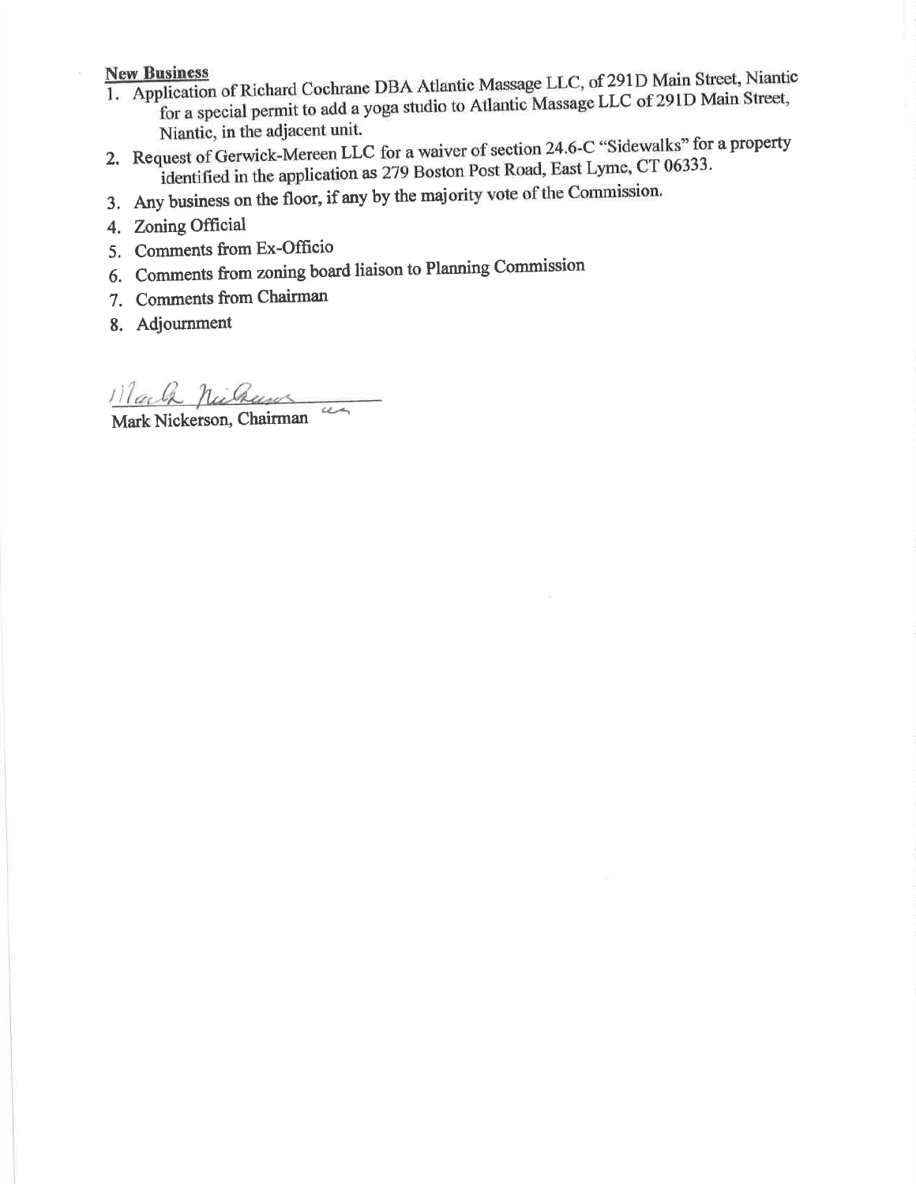**New Business**

1. Application of Richard Cochrane DBA Atlantic Massage LLC, of 291D Main Street, Niantic for a special permit to add a yoga studio to Atlantic Massage LLC of 291D Main Street, Niantic, in the adjacent unit.
2. Request of Gerwick-Mereen LLC for a waiver of section 24.6-C "Sidewalks" for a property identified in the application as 279 Boston Post Road, East Lyme, CT 06333.
3. Any business on the floor, if any by the majority vote of the Commission.
4. Zoning Official
5. Comments from Ex-Officio
6. Comments from zoning board liaison to Planning Commission
7. Comments from Chairman
8. Adjournment

Mark Nickerson, Chairman